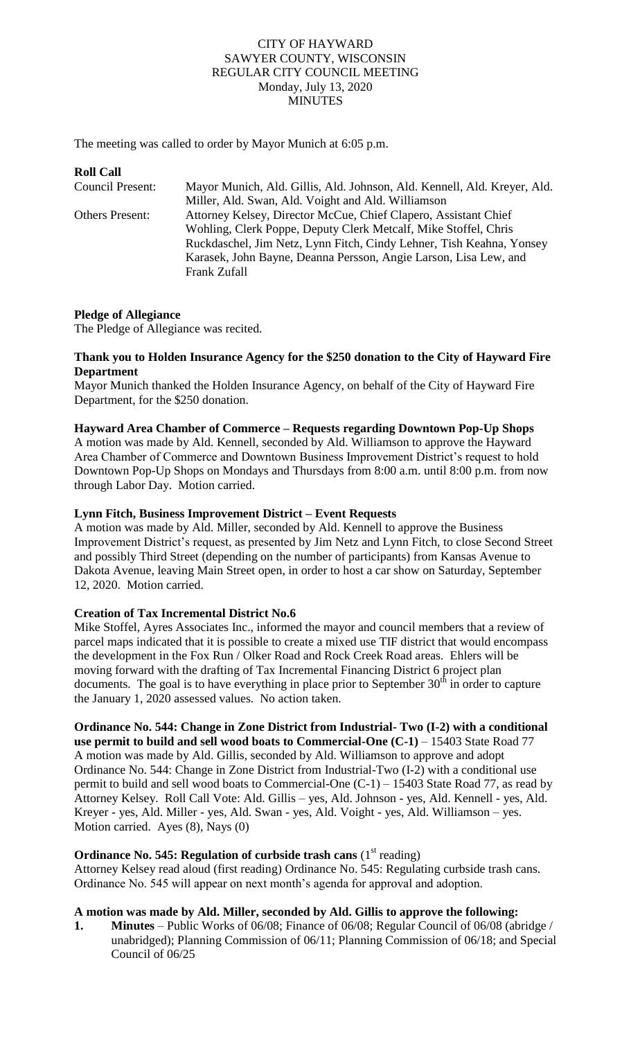CITY OF HAYWARD
SAWYER COUNTY, WISCONSIN
REGULAR CITY COUNCIL MEETING
Monday, July 13, 2020
MINUTES

The meeting was called to order by Mayor Munich at 6:05 p.m.

**Roll Call**

| | |
|---|---|
| Council Present: | Mayor Munich, Ald. Gillis, Ald. Johnson, Ald. Kennell, Ald. Kreyer, Ald. Miller, Ald. Swan, Ald. Voight and Ald. Williamson |
| Others Present: | Attorney Kelsey, Director McCue, Chief Clapero, Assistant Chief Wohling, Clerk Poppe, Deputy Clerk Metcalf, Mike Stoffel, Chris Ruckdaschel, Jim Netz, Lynn Fitch, Cindy Lehner, Tish Keahna, Yonsey Karasek, John Bayne, Deanna Persson, Angie Larson, Lisa Lew, and Frank Zufall |

**Pledge of Allegiance**

The Pledge of Allegiance was recited.

**Thank you to Holden Insurance Agency for the $250 donation to the City of Hayward Fire Department**

Mayor Munich thanked the Holden Insurance Agency, on behalf of the City of Hayward Fire Department, for the $250 donation.

**Hayward Area Chamber of Commerce – Requests regarding Downtown Pop-Up Shops**

A motion was made by Ald. Kennell, seconded by Ald. Williamson to approve the Hayward Area Chamber of Commerce and Downtown Business Improvement District's request to hold Downtown Pop-Up Shops on Mondays and Thursdays from 8:00 a.m. until 8:00 p.m. from now through Labor Day. Motion carried.

**Lynn Fitch, Business Improvement District – Event Requests**

A motion was made by Ald. Miller, seconded by Ald. Kennell to approve the Business Improvement District's request, as presented by Jim Netz and Lynn Fitch, to close Second Street and possibly Third Street (depending on the number of participants) from Kansas Avenue to Dakota Avenue, leaving Main Street open, in order to host a car show on Saturday, September 12, 2020. Motion carried.

**Creation of Tax Incremental District No.6**

Mike Stoffel, Ayres Associates Inc., informed the mayor and council members that a review of parcel maps indicated that it is possible to create a mixed use TIF district that would encompass the development in the Fox Run / Olker Road and Rock Creek Road areas. Ehlers will be moving forward with the drafting of Tax Incremental Financing District 6 project plan documents. The goal is to have everything in place prior to September 30th in order to capture the January 1, 2020 assessed values. No action taken.

**Ordinance No. 544: Change in Zone District from Industrial- Two (I-2) with a conditional use permit to build and sell wood boats to Commercial-One (C-1)** – 15403 State Road 77

A motion was made by Ald. Gillis, seconded by Ald. Williamson to approve and adopt Ordinance No. 544: Change in Zone District from Industrial-Two (I-2) with a conditional use permit to build and sell wood boats to Commercial-One (C-1) – 15403 State Road 77, as read by Attorney Kelsey. Roll Call Vote: Ald. Gillis – yes, Ald. Johnson - yes, Ald. Kennell - yes, Ald. Kreyer - yes, Ald. Miller - yes, Ald. Swan - yes, Ald. Voight - yes, Ald. Williamson – yes. Motion carried. Ayes (8), Nays (0)

**Ordinance No. 545: Regulation of curbside trash cans** (1st reading)

Attorney Kelsey read aloud (first reading) Ordinance No. 545: Regulating curbside trash cans. Ordinance No. 545 will appear on next month's agenda for approval and adoption.

**A motion was made by Ald. Miller, seconded by Ald. Gillis to approve the following:**

1. **Minutes** – Public Works of 06/08; Finance of 06/08; Regular Council of 06/08 (abridge / unabridged); Planning Commission of 06/11; Planning Commission of 06/18; and Special Council of 06/25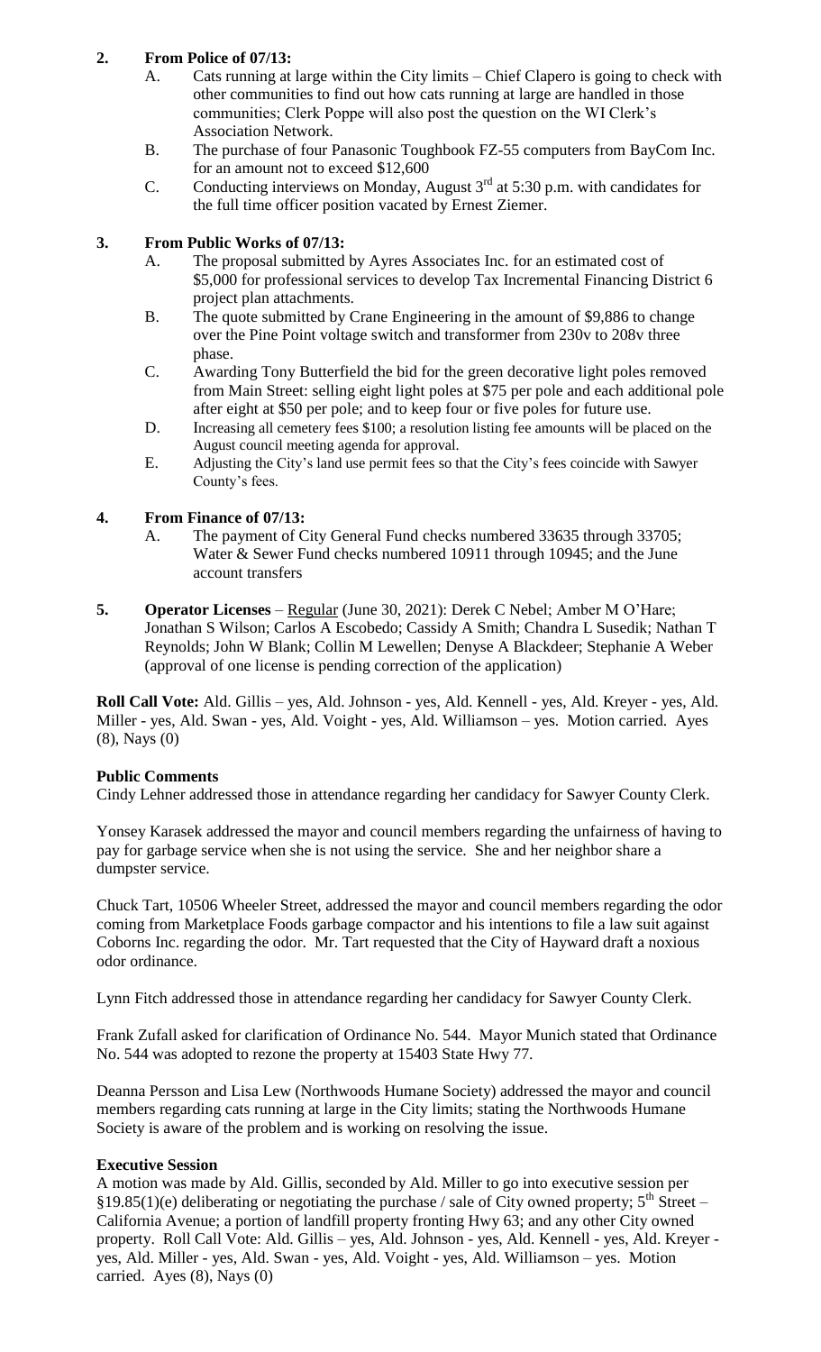2. **From Police of 07/13:**
   A. Cats running at large within the City limits – Chief Clapero is going to check with other communities to find out how cats running at large are handled in those communities; Clerk Poppe will also post the question on the WI Clerk's Association Network.
   B. The purchase of four Panasonic Toughbook FZ-55 computers from BayCom Inc. for an amount not to exceed $12,600
   C. Conducting interviews on Monday, August 3rd at 5:30 p.m. with candidates for the full time officer position vacated by Ernest Ziemer.

3. **From Public Works of 07/13:**
   A. The proposal submitted by Ayres Associates Inc. for an estimated cost of $5,000 for professional services to develop Tax Incremental Financing District 6 project plan attachments.
   B. The quote submitted by Crane Engineering in the amount of $9,886 to change over the Pine Point voltage switch and transformer from 230v to 208v three phase.
   C. Awarding Tony Butterfield the bid for the green decorative light poles removed from Main Street: selling eight light poles at $75 per pole and each additional pole after eight at $50 per pole; and to keep four or five poles for future use.
   D. Increasing all cemetery fees $100; a resolution listing fee amounts will be placed on the August council meeting agenda for approval.
   E. Adjusting the City's land use permit fees so that the City's fees coincide with Sawyer County's fees.

4. **From Finance of 07/13:**
   A. The payment of City General Fund checks numbered 33635 through 33705; Water & Sewer Fund checks numbered 10911 through 10945; and the June account transfers

5. **Operator Licenses** – Regular (June 30, 2021): Derek C Nebel; Amber M O'Hare; Jonathan S Wilson; Carlos A Escobedo; Cassidy A Smith; Chandra L Susedik; Nathan T Reynolds; John W Blank; Collin M Lewellen; Denyse A Blackdeer; Stephanie A Weber (approval of one license is pending correction of the application)

**Roll Call Vote:** Ald. Gillis – yes, Ald. Johnson - yes, Ald. Kennell - yes, Ald. Kreyer - yes, Ald. Miller - yes, Ald. Swan - yes, Ald. Voight - yes, Ald. Williamson – yes. Motion carried. Ayes (8), Nays (0)

**Public Comments**

Cindy Lehner addressed those in attendance regarding her candidacy for Sawyer County Clerk.

Yonsey Karasek addressed the mayor and council members regarding the unfairness of having to pay for garbage service when she is not using the service. She and her neighbor share a dumpster service.

Chuck Tart, 10506 Wheeler Street, addressed the mayor and council members regarding the odor coming from Marketplace Foods garbage compactor and his intentions to file a law suit against Coborns Inc. regarding the odor. Mr. Tart requested that the City of Hayward draft a noxious odor ordinance.

Lynn Fitch addressed those in attendance regarding her candidacy for Sawyer County Clerk.

Frank Zufall asked for clarification of Ordinance No. 544. Mayor Munich stated that Ordinance No. 544 was adopted to rezone the property at 15403 State Hwy 77.

Deanna Persson and Lisa Lew (Northwoods Humane Society) addressed the mayor and council members regarding cats running at large in the City limits; stating the Northwoods Humane Society is aware of the problem and is working on resolving the issue.

**Executive Session**

A motion was made by Ald. Gillis, seconded by Ald. Miller to go into executive session per §19.85(1)(e) deliberating or negotiating the purchase / sale of City owned property; 5th Street – California Avenue; a portion of landfill property fronting Hwy 63; and any other City owned property. Roll Call Vote: Ald. Gillis – yes, Ald. Johnson - yes, Ald. Kennell - yes, Ald. Kreyer - yes, Ald. Miller - yes, Ald. Swan - yes, Ald. Voight - yes, Ald. Williamson – yes. Motion carried. Ayes (8), Nays (0)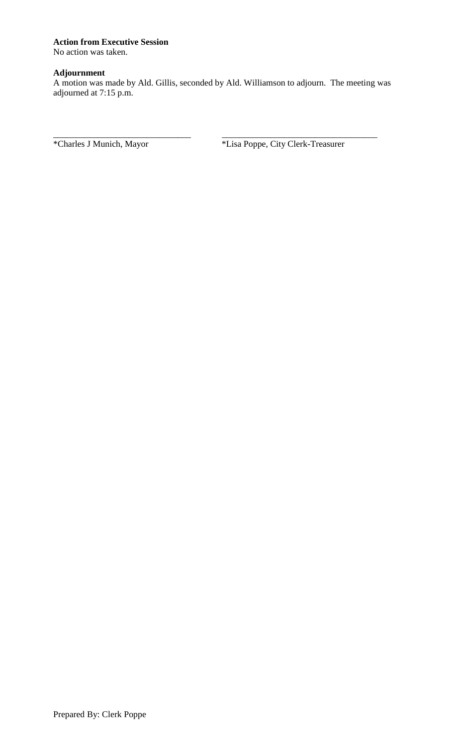**Action from Executive Session**
No action was taken.

**Adjournment**
A motion was made by Ald. Gillis, seconded by Ald. Williamson to adjourn. The meeting was adjourned at 7:15 p.m.

_______________________________ ___________________________________
*Charles J Munich, Mayor *Lisa Poppe, City Clerk-Treasurer

Prepared By: Clerk Poppe